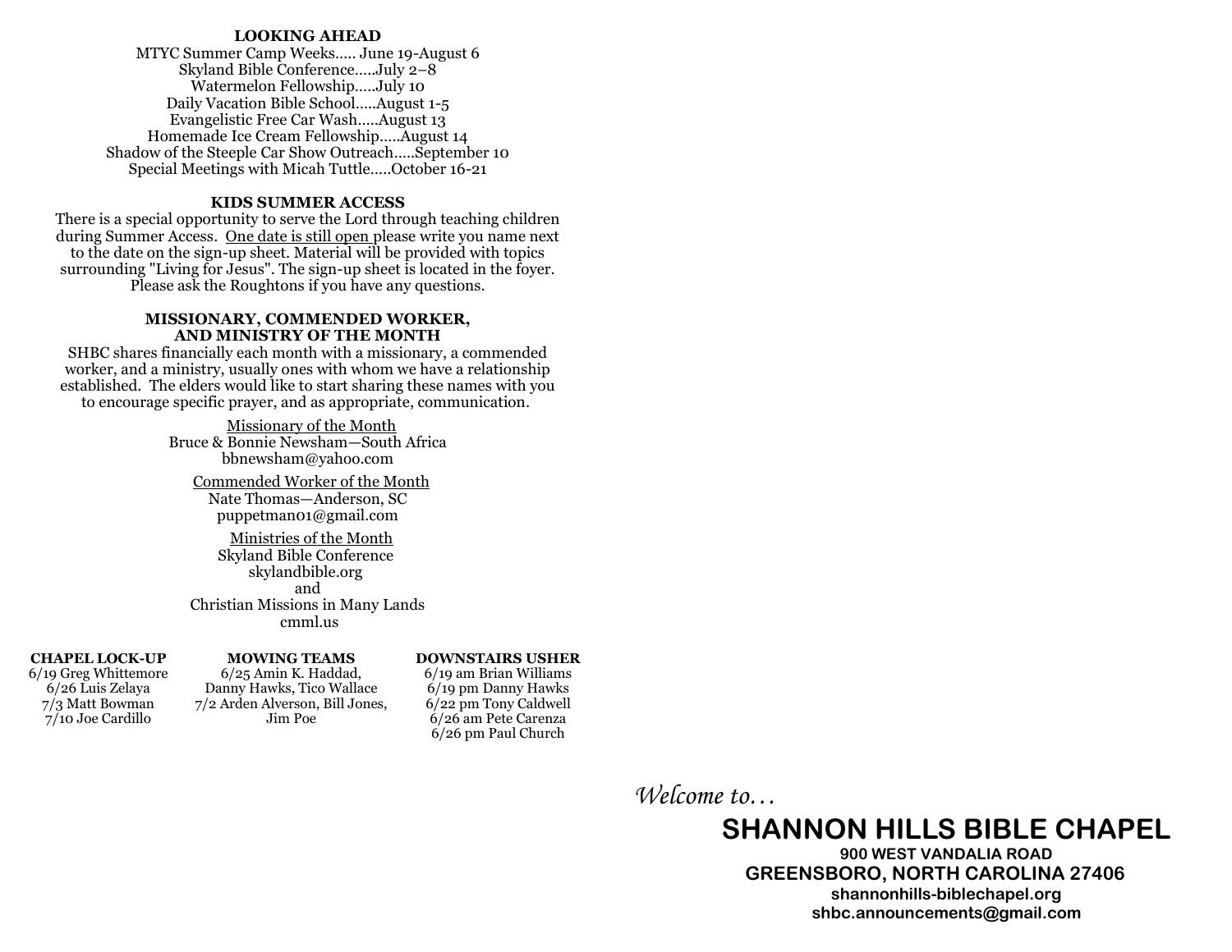## LOOKING AHEAD

MTYC Summer Camp Weeks….. June 19-August 6
Skyland Bible Conference…..July 2–8
Watermelon Fellowship…..July 10
Daily Vacation Bible School…..August 1-5
Evangelistic Free Car Wash…..August 13
Homemade Ice Cream Fellowship…..August 14
Shadow of the Steeple Car Show Outreach…..September 10
Special Meetings with Micah Tuttle…..October 16-21

## KIDS SUMMER ACCESS

There is a special opportunity to serve the Lord through teaching children during Summer Access. One date is still open please write you name next to the date on the sign-up sheet. Material will be provided with topics surrounding "Living for Jesus". The sign-up sheet is located in the foyer. Please ask the Roughtons if you have any questions.

## MISSIONARY, COMMENDED WORKER, AND MINISTRY OF THE MONTH

SHBC shares financially each month with a missionary, a commended worker, and a ministry, usually ones with whom we have a relationship established. The elders would like to start sharing these names with you to encourage specific prayer, and as appropriate, communication.

Missionary of the Month
Bruce & Bonnie Newsham—South Africa
bbnewsham@yahoo.com

Commended Worker of the Month
Nate Thomas—Anderson, SC
puppetman01@gmail.com

Ministries of the Month
Skyland Bible Conference
skylandbible.org
and
Christian Missions in Many Lands
cmml.us

**CHAPEL LOCK-UP**
6/19 Greg Whittemore
6/26 Luis Zelaya
7/3 Matt Bowman
7/10 Joe Cardillo

**MOWING TEAMS**
6/25 Amin K. Haddad, Danny Hawks, Tico Wallace
7/2 Arden Alverson, Bill Jones, Jim Poe

**DOWNSTAIRS USHER**
6/19 am Brian Williams
6/19 pm Danny Hawks
6/22 pm Tony Caldwell
6/26 am Pete Carenza
6/26 pm Paul Church

*Welcome to…*

# SHANNON HILLS BIBLE CHAPEL

**900 WEST VANDALIA ROAD**
**GREENSBORO, NORTH CAROLINA 27406**
**shannonhills-biblechapel.org**
**shbc.announcements@gmail.com**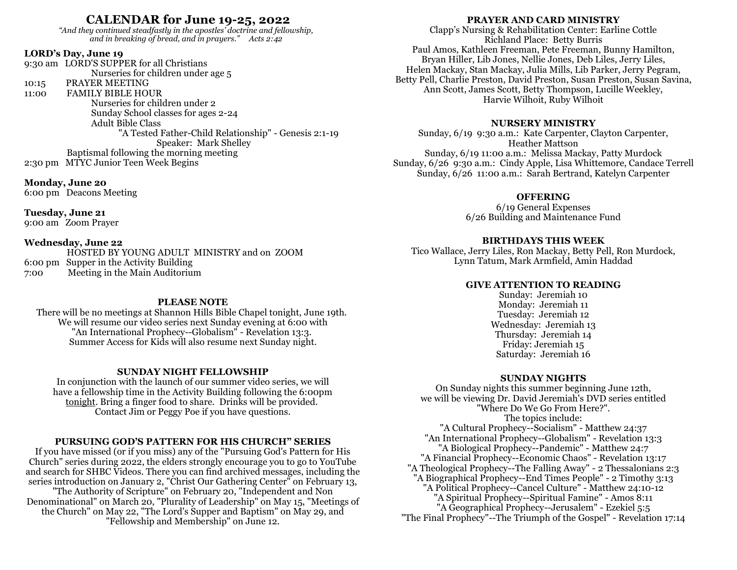# CALENDAR for June 19-25, 2022

*"And they continued steadfastly in the apostles' doctrine and fellowship, and in breaking of bread, and in prayers." Acts 2:42*

**LORD's Day, June 19**

9:30 am LORD'S SUPPER for all Christians
Nurseries for children under age 5
10:15 PRAYER MEETING
11:00 FAMILY BIBLE HOUR
Nurseries for children under 2
Sunday School classes for ages 2-24
Adult Bible Class
"A Tested Father-Child Relationship" - Genesis 2:1-19
Speaker: Mark Shelley
Baptismal following the morning meeting
2:30 pm MTYC Junior Teen Week Begins

**Monday, June 20**

6:00 pm Deacons Meeting

**Tuesday, June 21**

9:00 am Zoom Prayer

**Wednesday, June 22**

HOSTED BY YOUNG ADULT MINISTRY and on ZOOM
6:00 pm Supper in the Activity Building
7:00 Meeting in the Main Auditorium

### PLEASE NOTE

There will be no meetings at Shannon Hills Bible Chapel tonight, June 19th. We will resume our video series next Sunday evening at 6:00 with "An International Prophecy--Globalism" - Revelation 13:3. Summer Access for Kids will also resume next Sunday night.

### SUNDAY NIGHT FELLOWSHIP

In conjunction with the launch of our summer video series, we will have a fellowship time in the Activity Building following the 6:00pm tonight. Bring a finger food to share. Drinks will be provided. Contact Jim or Peggy Poe if you have questions.

### PURSUING GOD'S PATTERN FOR HIS CHURCH" SERIES

If you have missed (or if you miss) any of the "Pursuing God's Pattern for His Church" series during 2022, the elders strongly encourage you to go to YouTube and search for SHBC Videos. There you can find archived messages, including the series introduction on January 2, "Christ Our Gathering Center" on February 13, "The Authority of Scripture" on February 20, "Independent and Non Denominational" on March 20, "Plurality of Leadership" on May 15, "Meetings of the Church" on May 22, "The Lord's Supper and Baptism" on May 29, and "Fellowship and Membership" on June 12.

### PRAYER AND CARD MINISTRY

Clapp's Nursing & Rehabilitation Center: Earline Cottle
Richland Place: Betty Burris
Paul Amos, Kathleen Freeman, Pete Freeman, Bunny Hamilton, Bryan Hiller, Lib Jones, Nellie Jones, Deb Liles, Jerry Liles, Helen Mackay, Stan Mackay, Julia Mills, Lib Parker, Jerry Pegram, Betty Pell, Charlie Preston, David Preston, Susan Preston, Susan Savina, Ann Scott, James Scott, Betty Thompson, Lucille Weekley, Harvie Wilhoit, Ruby Wilhoit

### NURSERY MINISTRY

Sunday, 6/19 9:30 a.m.: Kate Carpenter, Clayton Carpenter, Heather Mattson
Sunday, 6/19 11:00 a.m.: Melissa Mackay, Patty Murdock
Sunday, 6/26 9:30 a.m.: Cindy Apple, Lisa Whittemore, Candace Terrell
Sunday, 6/26 11:00 a.m.: Sarah Bertrand, Katelyn Carpenter

### OFFERING

6/19 General Expenses
6/26 Building and Maintenance Fund

### BIRTHDAYS THIS WEEK

Tico Wallace, Jerry Liles, Ron Mackay, Betty Pell, Ron Murdock, Lynn Tatum, Mark Armfield, Amin Haddad

### GIVE ATTENTION TO READING

Sunday: Jeremiah 10
Monday: Jeremiah 11
Tuesday: Jeremiah 12
Wednesday: Jeremiah 13
Thursday: Jeremiah 14
Friday: Jeremiah 15
Saturday: Jeremiah 16

### SUNDAY NIGHTS

On Sunday nights this summer beginning June 12th, we will be viewing Dr. David Jeremiah's DVD series entitled "Where Do We Go From Here?".
The topics include:
"A Cultural Prophecy--Socialism" - Matthew 24:37
"An International Prophecy--Globalism" - Revelation 13:3
"A Biological Prophecy--Pandemic" - Matthew 24:7
"A Financial Prophecy--Economic Chaos" - Revelation 13:17
"A Theological Prophecy--The Falling Away" - 2 Thessalonians 2:3
"A Biographical Prophecy--End Times People" - 2 Timothy 3:13
"A Political Prophecy--Cancel Culture" - Matthew 24:10-12
"A Spiritual Prophecy--Spiritual Famine" - Amos 8:11
"A Geographical Prophecy--Jerusalem" - Ezekiel 5:5
"The Final Prophecy"--The Triumph of the Gospel" - Revelation 17:14